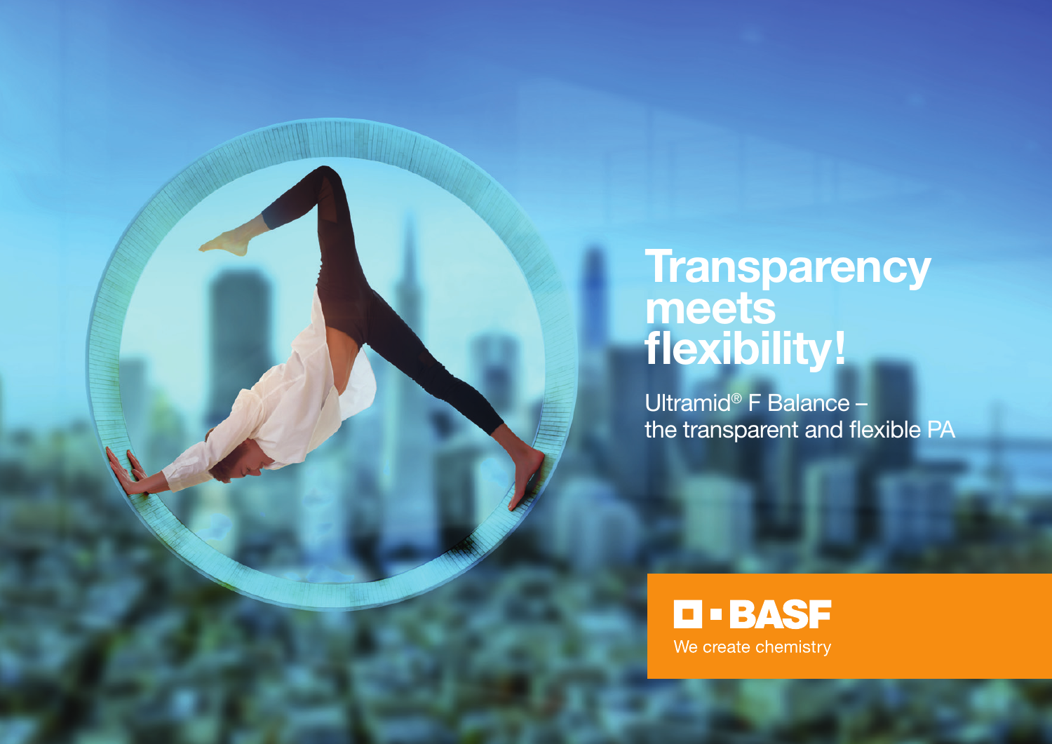# Transparency meets flexibility!

Ultramid® F Balance –
the transparent and flexible PA

BASF

We create chemistry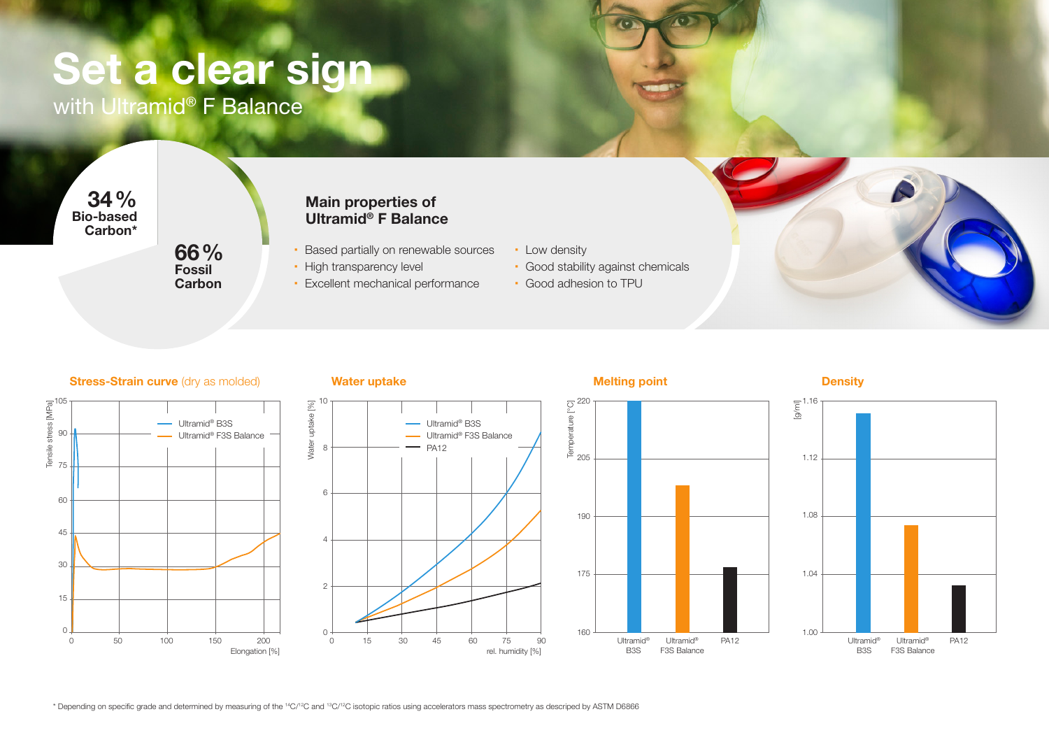# Set a clear sign

with Ultramid® F Balance

34 %
Bio-based Carbon*

66 %
Fossil Carbon

## Main properties of Ultramid® F Balance

- Based partially on renewable sources
- High transparency level
- Excellent mechanical performance
- Low density
- Good stability against chemicals
- Good adhesion to TPU

### Stress-Strain curve (dry as molded)

Tensile stress [MPa] vs. Elongation [%] — Ultramid® B3S, Ultramid® F3S Balance

### Water uptake

Water uptake [%] vs. rel. humidity [%] — Ultramid® B3S, Ultramid® F3S Balance, PA12

### Melting point

Temperature [°C] — Ultramid® B3S, Ultramid® F3S Balance, PA12

### Density

[g/ml] — Ultramid® B3S, Ultramid® F3S Balance, PA12

* Depending on specific grade and determined by measuring of the $^{14}C/^{12}C$ and $^{13}C/^{12}C$ isotopic ratios using accelerators mass spectrometry as descriped by ASTM D6866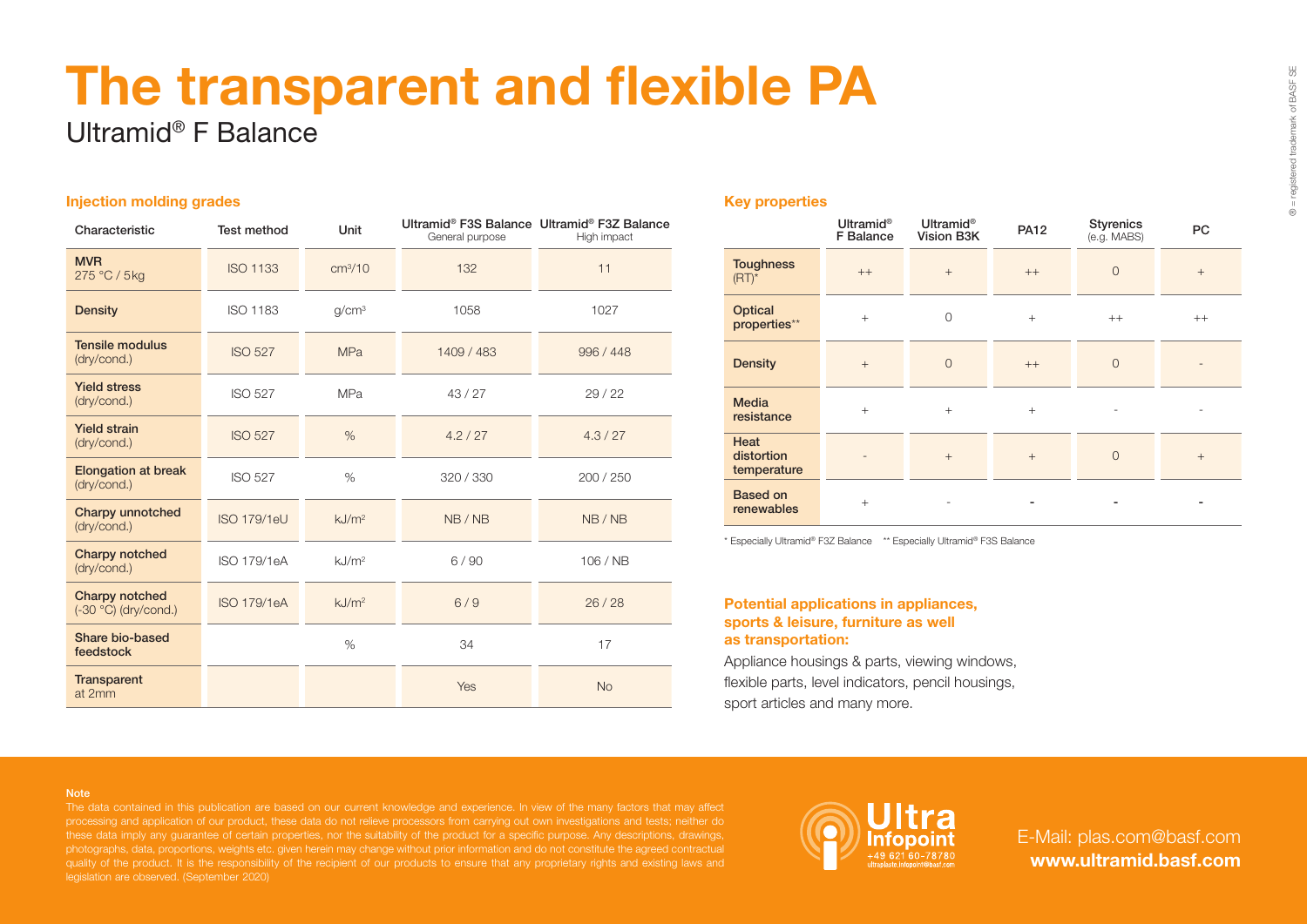# The transparent and flexible PA

## Ultramid® F Balance

### Injection molding grades

| Characteristic | Test method | Unit | Ultramid® F3S Balance General purpose | Ultramid® F3Z Balance High impact |
|---|---|---|---|---|
| **MVR** 275 °C / 5kg | ISO 1133 | $cm^3/10$ | 132 | 11 |
| **Density** | ISO 1183 | $g/cm^3$ | 1058 | 1027 |
| **Tensile modulus** (dry/cond.) | ISO 527 | MPa | 1409 / 483 | 996 / 448 |
| **Yield stress** (dry/cond.) | ISO 527 | MPa | 43 / 27 | 29 / 22 |
| **Yield strain** (dry/cond.) | ISO 527 | % | 4.2 / 27 | 4.3 / 27 |
| **Elongation at break** (dry/cond.) | ISO 527 | % | 320 / 330 | 200 / 250 |
| **Charpy unnotched** (dry/cond.) | ISO 179/1eU | $kJ/m^2$ | NB / NB | NB / NB |
| **Charpy notched** (dry/cond.) | ISO 179/1eA | $kJ/m^2$ | 6 / 90 | 106 / NB |
| **Charpy notched** (-30 °C) (dry/cond.) | ISO 179/1eA | $kJ/m^2$ | 6 / 9 | 26 / 28 |
| **Share bio-based feedstock** | | % | 34 | 17 |
| **Transparent** at 2mm | | | Yes | No |

### Key properties

| | Ultramid® F Balance | Ultramid® Vision B3K | PA12 | Styrenics (e.g. MABS) | PC |
|---|---|---|---|---|---|
| **Toughness** (RT)* | ++ | + | ++ | 0 | + |
| **Optical properties**** | + | 0 | + | ++ | ++ |
| **Density** | + | 0 | ++ | 0 | - |
| **Media resistance** | + | + | + | - | - |
| **Heat distortion temperature** | - | + | + | 0 | + |
| **Based on renewables** | + | - | - | - | - |

* Especially Ultramid® F3Z Balance ** Especially Ultramid® F3S Balance

### Potential applications in appliances, sports & leisure, furniture as well as transportation:

Appliance housings & parts, viewing windows, flexible parts, level indicators, pencil housings, sport articles and many more.

**Note**

The data contained in this publication are based on our current knowledge and experience. In view of the many factors that may affect processing and application of our product, these data do not relieve processors from carrying out own investigations and tests; neither do these data imply any guarantee of certain properties, nor the suitability of the product for a specific purpose. Any descriptions, drawings, photographs, data, proportions, weights etc. given herein may change without prior information and do not constitute the agreed contractual quality of the product. It is the responsibility of the recipient of our products to ensure that any proprietary rights and existing laws and legislation are observed. (September 2020)

Ultra Infopoint
+49 621 60-78780
ultraplaste.infopoint@basf.com

E-Mail: plas.com@basf.com
**www.ultramid.basf.com**

® = registered trademark of BASF SE